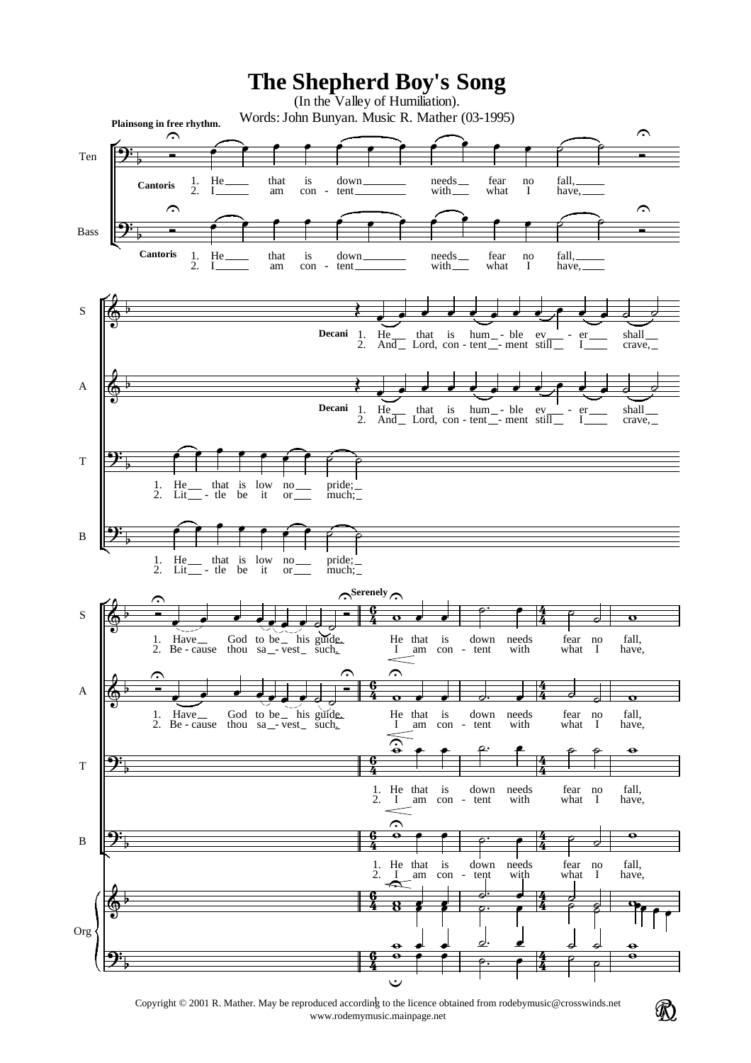# The Shepherd Boy's Song

(In the Valley of Humiliation).

Words: John Bunyan. Music R. Mather (03-1995)

Plainsong in free rhythm.

Cantoris

1. He that is down needs fear no fall,
2. I am con - tent with what I have,

Decani

1. He that is hum - ble ev - er shall
2. And Lord, con - tent - ment still I crave,

1. He that is low no pride;
2. Lit - tle be it or much;

1. Have God to be his guide.
2. Be - cause thou sa - vest such.

Serenely

1. He that is down needs fear no fall,
2. I am con - tent with what I have,

Copyright © 2001 R. Mather. May be reproduced according to the licence obtained from rodebymusic@crosswinds.net
www.rodemymusic.mainpage.net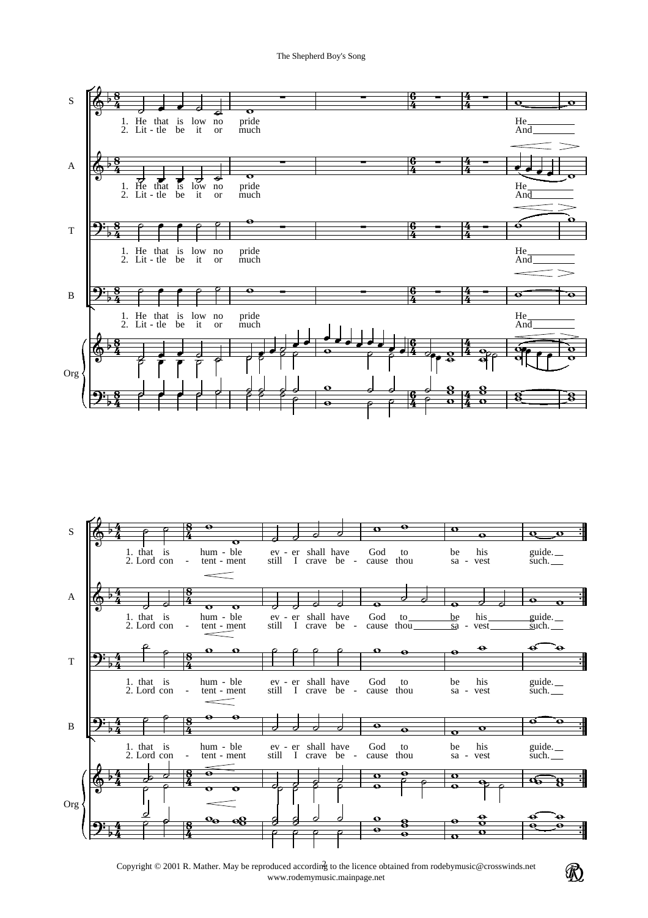1. He that is low no pride
2. Lit - tle be it or much

He ___ 1. that is hum - ble ev - er shall have God to be his guide. __

And ___ 2. Lord con - tent - ment still I crave be - cause thou sa - vest such. __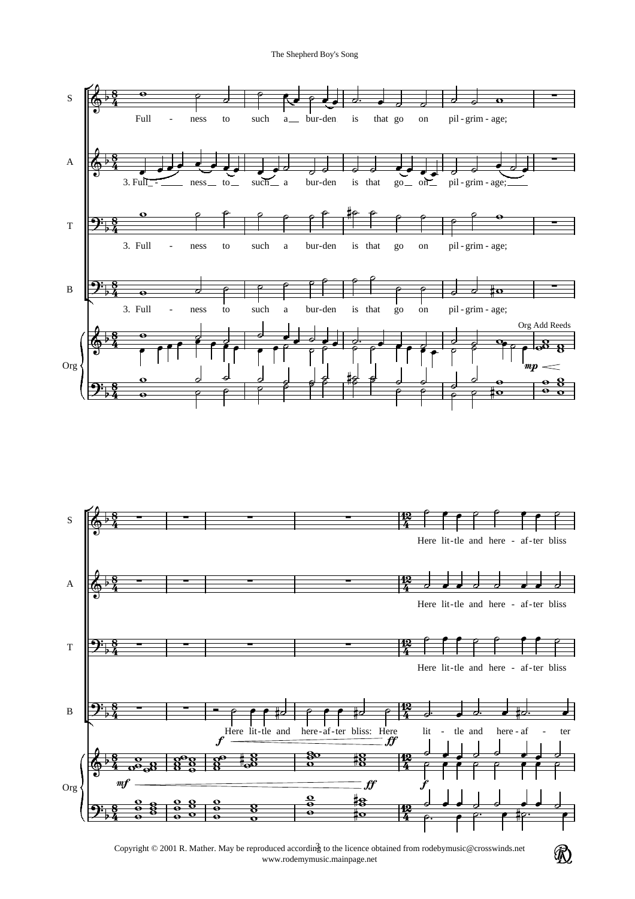**S:** Full - ness to such a bur-den is that go on pil-grim-age;

**A:** 3. Full - ness to such a bur-den is that go on pil-grim-age;

**T:** 3. Full - ness to such a bur-den is that go on pil-grim-age;

**B:** 3. Full - ness to such a bur-den is that go on pil-grim-age;

**Org:** Org Add Reeds *mp*

**S:** Here lit-tle and here - af-ter bliss

**A:** Here lit-tle and here - af-ter bliss

**T:** Here lit-tle and here - af-ter bliss

**B:** *f* Here lit-tle and here-af-ter bliss: Here *ff* lit - tle and here-af - ter

**Org:** *mf* *ff* *f*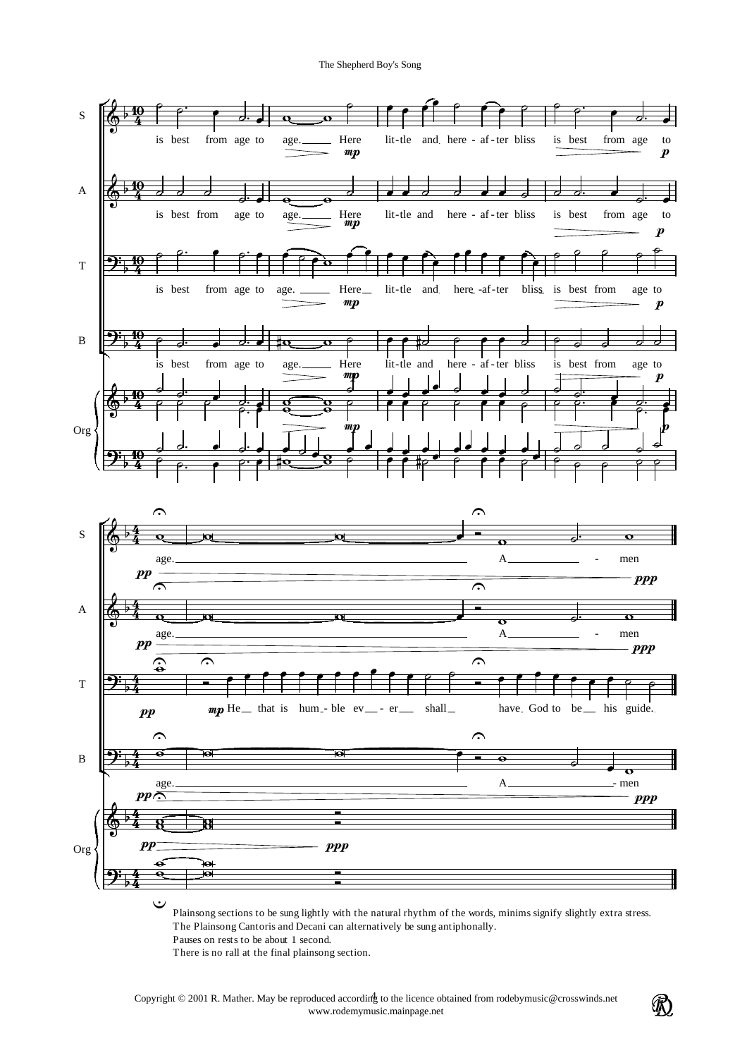Plainsong sections to be sung lightly with the natural rhythm of the words, minims signify slightly extra stress.
The Plainsong Cantoris and Decani can alternatively be sung antiphonally.
Pauses on rests to be about 1 second.
There is no rall at the final plainsong section.

Copyright © 2001 R. Mather. May be reproduced according to the licence obtained from rodebymusic@crosswinds.net
www.rodemymusic.mainpage.net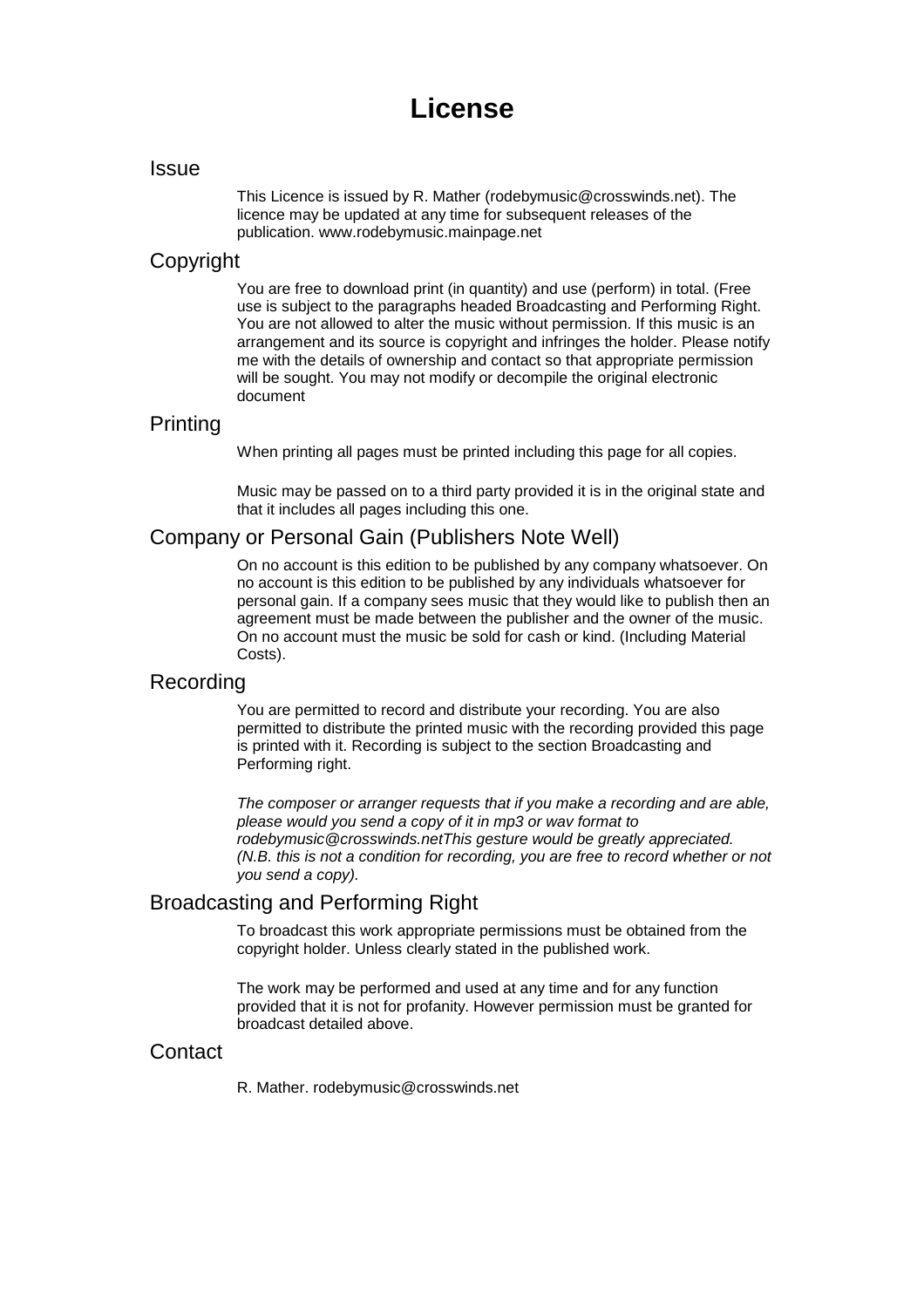# License

## Issue

This Licence is issued by R. Mather (rodebymusic@crosswinds.net). The licence may be updated at any time for subsequent releases of the publication. www.rodebymusic.mainpage.net

## Copyright

You are free to download print (in quantity) and use (perform) in total. (Free use is subject to the paragraphs headed Broadcasting and Performing Right. You are not allowed to alter the music without permission. If this music is an arrangement and its source is copyright and infringes the holder. Please notify me with the details of ownership and contact so that appropriate permission will be sought. You may not modify or decompile the original electronic document

## Printing

When printing all pages must be printed including this page for all copies.

Music may be passed on to a third party provided it is in the original state and that it includes all pages including this one.

## Company or Personal Gain (Publishers Note Well)

On no account is this edition to be published by any company whatsoever. On no account is this edition to be published by any individuals whatsoever for personal gain. If a company sees music that they would like to publish then an agreement must be made between the publisher and the owner of the music. On no account must the music be sold for cash or kind. (Including Material Costs).

## Recording

You are permitted to record and distribute your recording. You are also permitted to distribute the printed music with the recording provided this page is printed with it. Recording is subject to the section Broadcasting and Performing right.

*The composer or arranger requests that if you make a recording and are able, please would you send a copy of it in mp3 or wav format to rodebymusic@crosswinds.netThis gesture would be greatly appreciated. (N.B. this is not a condition for recording, you are free to record whether or not you send a copy).*

## Broadcasting and Performing Right

To broadcast this work appropriate permissions must be obtained from the copyright holder. Unless clearly stated in the published work.

The work may be performed and used at any time and for any function provided that it is not for profanity. However permission must be granted for broadcast detailed above.

## Contact

R. Mather. rodebymusic@crosswinds.net